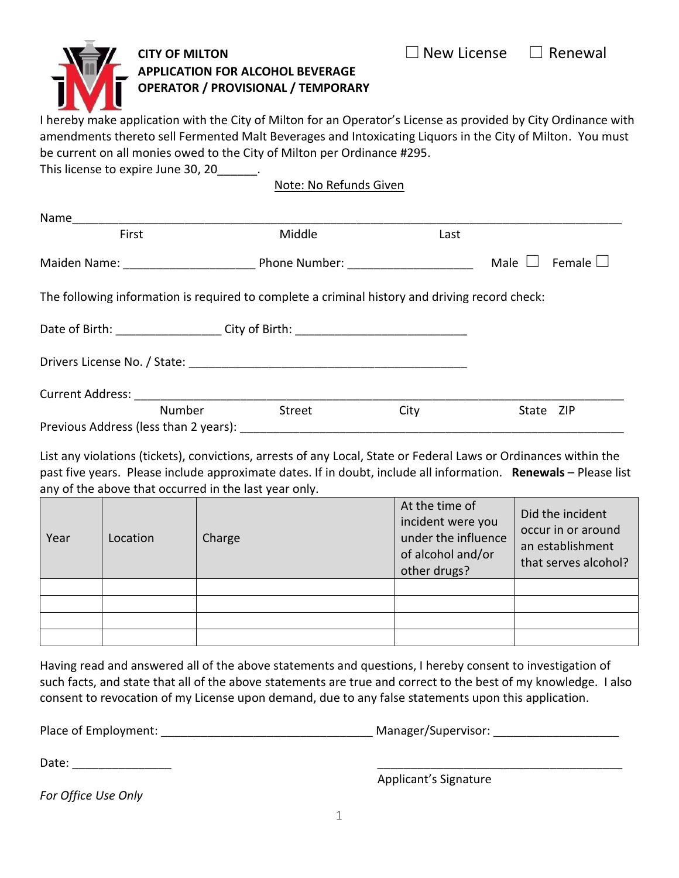☐ New License ☐ Renewal

# CITY OF MILTON
## APPLICATION FOR ALCOHOL BEVERAGE OPERATOR / PROVISIONAL / TEMPORARY

I hereby make application with the City of Milton for an Operator's License as provided by City Ordinance with amendments thereto sell Fermented Malt Beverages and Intoxicating Liquors in the City of Milton. You must be current on all monies owed to the City of Milton per Ordinance #295.
This license to expire June 30, 20______.

Note: No Refunds Given

Name_______________________________________________________________
First Middle Last

Maiden Name: ____________________ Phone Number: ___________________ Male ☐ Female ☐

The following information is required to complete a criminal history and driving record check:

Date of Birth: ________________ City of Birth: __________________________

Drivers License No. / State: ___________________________________________

Current Address: _________________________________________________________
Number Street City State ZIP

Previous Address (less than 2 years): _______________________________________

List any violations (tickets), convictions, arrests of any Local, State or Federal Laws or Ordinances within the past five years. Please include approximate dates. If in doubt, include all information. **Renewals** – Please list any of the above that occurred in the last year only.

| Year | Location | Charge | At the time of incident were you under the influence of alcohol and/or other drugs? | Did the incident occur in or around an establishment that serves alcohol? |
|---|---|---|---|---|
| | | | | |
| | | | | |
| | | | | |
| | | | | |

Having read and answered all of the above statements and questions, I hereby consent to investigation of such facts, and state that all of the above statements are true and correct to the best of my knowledge. I also consent to revocation of my License upon demand, due to any false statements upon this application.

Place of Employment: ________________________________ Manager/Supervisor: ___________________

Date: _______________ _______________________________________
Applicant's Signature

*For Office Use Only*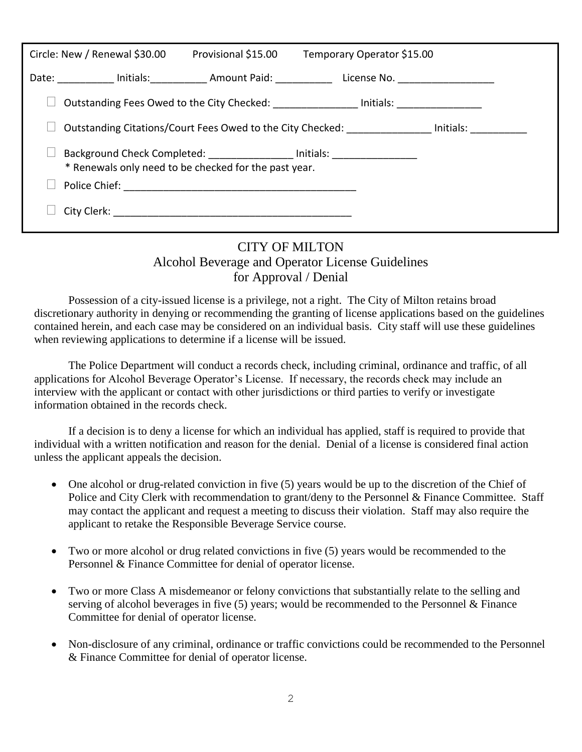Circle: New / Renewal $30.00 Provisional $15.00 Temporary Operator $15.00

Date: __________ Initials:__________ Amount Paid: __________ License No. _________________

☐ Outstanding Fees Owed to the City Checked: _______________ Initials: _______________

☐ Outstanding Citations/Court Fees Owed to the City Checked: _______________ Initials: __________

☐ Background Check Completed: _______________ Initials: _______________
\* Renewals only need to be checked for the past year.

☐ Police Chief: _________________________________________

☐ City Clerk: __________________________________________

# CITY OF MILTON
## Alcohol Beverage and Operator License Guidelines for Approval / Denial

Possession of a city-issued license is a privilege, not a right. The City of Milton retains broad discretionary authority in denying or recommending the granting of license applications based on the guidelines contained herein, and each case may be considered on an individual basis. City staff will use these guidelines when reviewing applications to determine if a license will be issued.

The Police Department will conduct a records check, including criminal, ordinance and traffic, of all applications for Alcohol Beverage Operator's License. If necessary, the records check may include an interview with the applicant or contact with other jurisdictions or third parties to verify or investigate information obtained in the records check.

If a decision is to deny a license for which an individual has applied, staff is required to provide that individual with a written notification and reason for the denial. Denial of a license is considered final action unless the applicant appeals the decision.

- One alcohol or drug-related conviction in five (5) years would be up to the discretion of the Chief of Police and City Clerk with recommendation to grant/deny to the Personnel & Finance Committee. Staff may contact the applicant and request a meeting to discuss their violation. Staff may also require the applicant to retake the Responsible Beverage Service course.
- Two or more alcohol or drug related convictions in five (5) years would be recommended to the Personnel & Finance Committee for denial of operator license.
- Two or more Class A misdemeanor or felony convictions that substantially relate to the selling and serving of alcohol beverages in five (5) years; would be recommended to the Personnel & Finance Committee for denial of operator license.
- Non-disclosure of any criminal, ordinance or traffic convictions could be recommended to the Personnel & Finance Committee for denial of operator license.